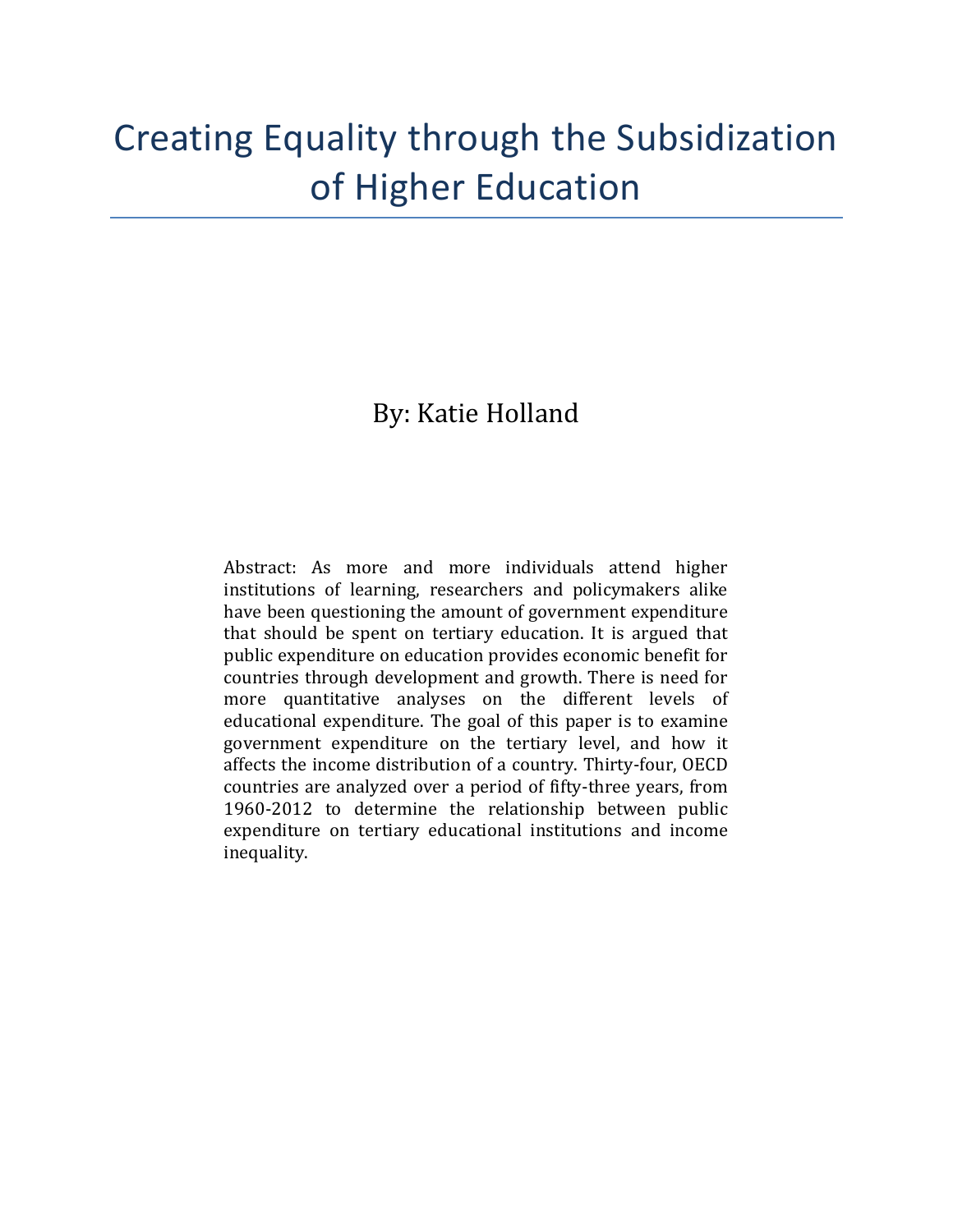# Creating Equality through the Subsidization of Higher Education

By: Katie Holland

Abstract: As more and more individuals attend higher institutions of learning, researchers and policymakers alike have been questioning the amount of government expenditure that should be spent on tertiary education. It is argued that public expenditure on education provides economic benefit for countries through development and growth. There is need for more quantitative analyses on the different levels of educational expenditure. The goal of this paper is to examine government expenditure on the tertiary level, and how it affects the income distribution of a country. Thirty-four, OECD countries are analyzed over a period of fifty-three years, from 1960-2012 to determine the relationship between public expenditure on tertiary educational institutions and income inequality.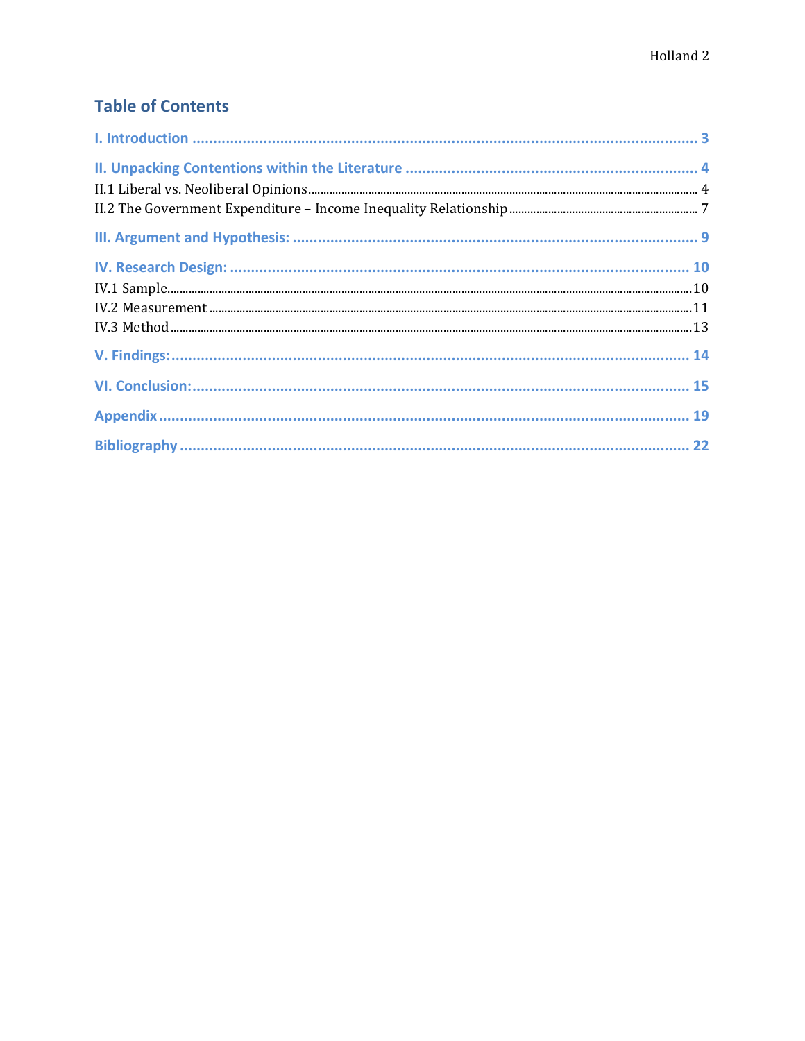## Table of Contents

I. Introduction ........................................................................................................... 3

II. Unpacking Contentions within the Literature ..................................................... 4

II.1 Liberal vs. Neoliberal Opinions ........................................................................... 4

II.2 The Government Expenditure – Income Inequality Relationship ........................ 7

III. Argument and Hypothesis: ............................................................................... 9

IV. Research Design: ............................................................................................ 10

IV.1 Sample ........................................................................................................... 10

IV.2 Measurement .................................................................................................. 11

IV.3 Method ........................................................................................................... 13

V. Findings: .......................................................................................................... 14

VI. Conclusion: ..................................................................................................... 15

Appendix ............................................................................................................... 19

Bibliography .......................................................................................................... 22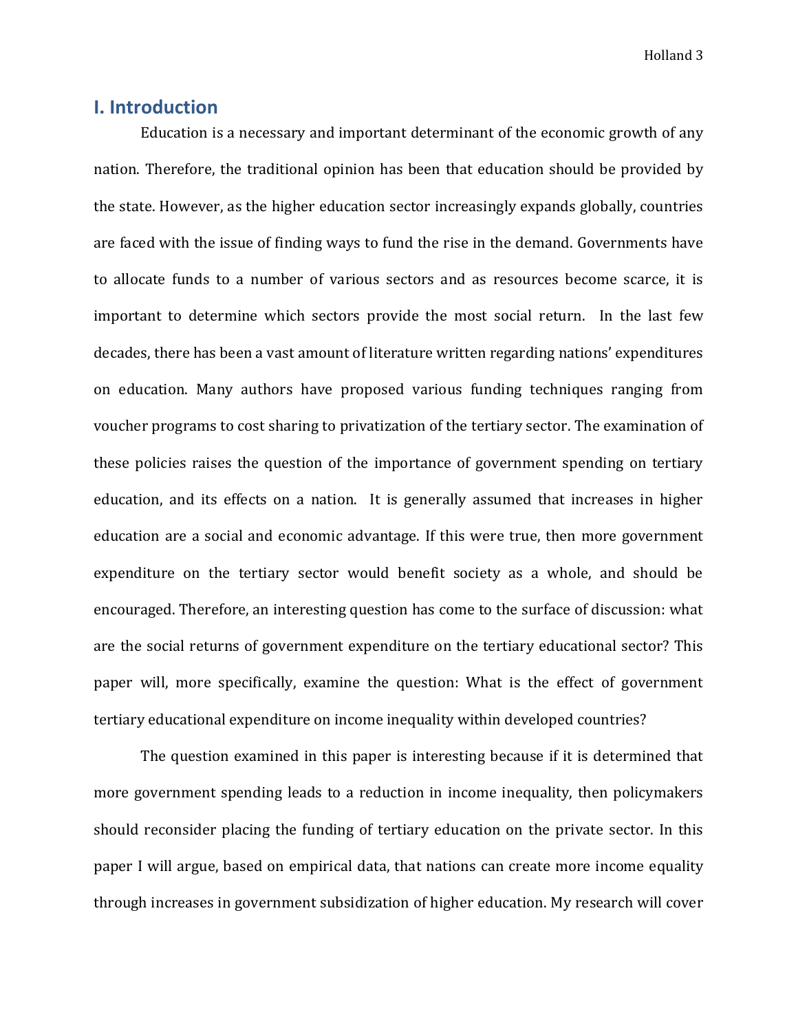## I. Introduction

Education is a necessary and important determinant of the economic growth of any nation. Therefore, the traditional opinion has been that education should be provided by the state. However, as the higher education sector increasingly expands globally, countries are faced with the issue of finding ways to fund the rise in the demand. Governments have to allocate funds to a number of various sectors and as resources become scarce, it is important to determine which sectors provide the most social return. In the last few decades, there has been a vast amount of literature written regarding nations' expenditures on education. Many authors have proposed various funding techniques ranging from voucher programs to cost sharing to privatization of the tertiary sector. The examination of these policies raises the question of the importance of government spending on tertiary education, and its effects on a nation. It is generally assumed that increases in higher education are a social and economic advantage. If this were true, then more government expenditure on the tertiary sector would benefit society as a whole, and should be encouraged. Therefore, an interesting question has come to the surface of discussion: what are the social returns of government expenditure on the tertiary educational sector? This paper will, more specifically, examine the question: What is the effect of government tertiary educational expenditure on income inequality within developed countries?

The question examined in this paper is interesting because if it is determined that more government spending leads to a reduction in income inequality, then policymakers should reconsider placing the funding of tertiary education on the private sector. In this paper I will argue, based on empirical data, that nations can create more income equality through increases in government subsidization of higher education. My research will cover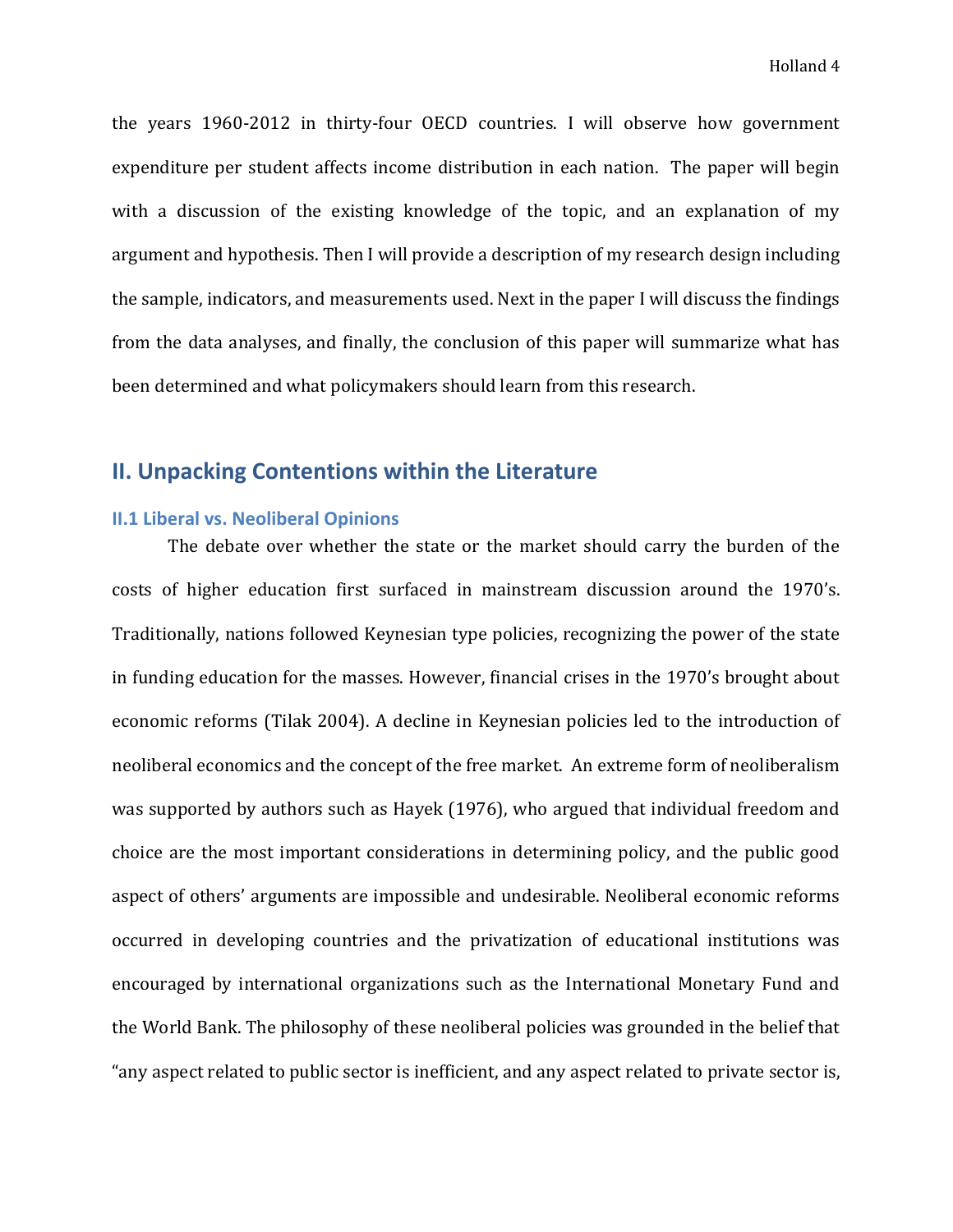the years 1960-2012 in thirty-four OECD countries. I will observe how government expenditure per student affects income distribution in each nation. The paper will begin with a discussion of the existing knowledge of the topic, and an explanation of my argument and hypothesis. Then I will provide a description of my research design including the sample, indicators, and measurements used. Next in the paper I will discuss the findings from the data analyses, and finally, the conclusion of this paper will summarize what has been determined and what policymakers should learn from this research.

## II. Unpacking Contentions within the Literature

### II.1 Liberal vs. Neoliberal Opinions

The debate over whether the state or the market should carry the burden of the costs of higher education first surfaced in mainstream discussion around the 1970's. Traditionally, nations followed Keynesian type policies, recognizing the power of the state in funding education for the masses. However, financial crises in the 1970's brought about economic reforms (Tilak 2004). A decline in Keynesian policies led to the introduction of neoliberal economics and the concept of the free market. An extreme form of neoliberalism was supported by authors such as Hayek (1976), who argued that individual freedom and choice are the most important considerations in determining policy, and the public good aspect of others' arguments are impossible and undesirable. Neoliberal economic reforms occurred in developing countries and the privatization of educational institutions was encouraged by international organizations such as the International Monetary Fund and the World Bank. The philosophy of these neoliberal policies was grounded in the belief that "any aspect related to public sector is inefficient, and any aspect related to private sector is,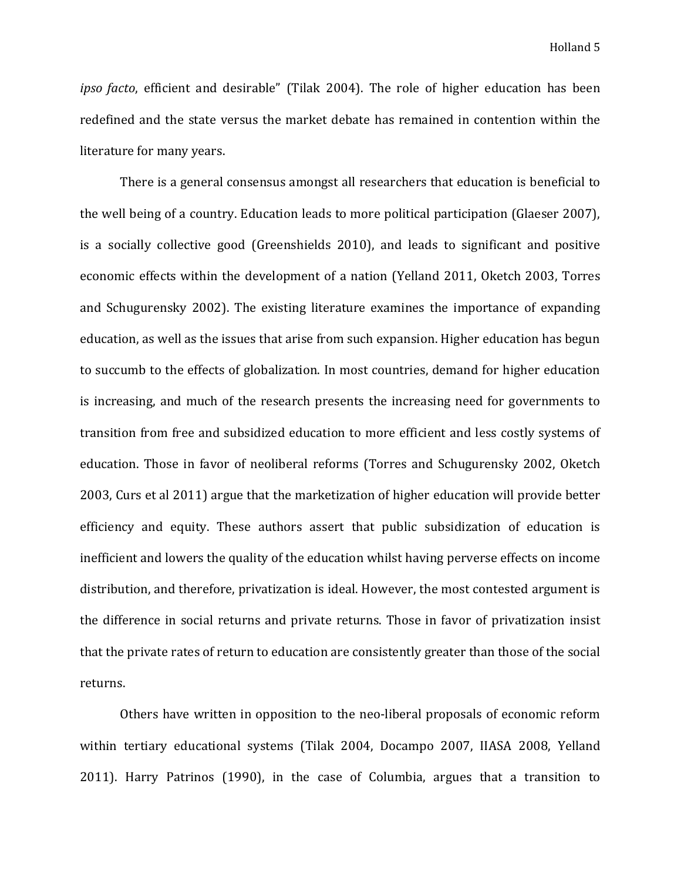*ipso facto*, efficient and desirable" (Tilak 2004). The role of higher education has been redefined and the state versus the market debate has remained in contention within the literature for many years.

There is a general consensus amongst all researchers that education is beneficial to the well being of a country. Education leads to more political participation (Glaeser 2007), is a socially collective good (Greenshields 2010), and leads to significant and positive economic effects within the development of a nation (Yelland 2011, Oketch 2003, Torres and Schugurensky 2002). The existing literature examines the importance of expanding education, as well as the issues that arise from such expansion. Higher education has begun to succumb to the effects of globalization. In most countries, demand for higher education is increasing, and much of the research presents the increasing need for governments to transition from free and subsidized education to more efficient and less costly systems of education. Those in favor of neoliberal reforms (Torres and Schugurensky 2002, Oketch 2003, Curs et al 2011) argue that the marketization of higher education will provide better efficiency and equity. These authors assert that public subsidization of education is inefficient and lowers the quality of the education whilst having perverse effects on income distribution, and therefore, privatization is ideal. However, the most contested argument is the difference in social returns and private returns. Those in favor of privatization insist that the private rates of return to education are consistently greater than those of the social returns.

Others have written in opposition to the neo-liberal proposals of economic reform within tertiary educational systems (Tilak 2004, Docampo 2007, IIASA 2008, Yelland 2011). Harry Patrinos (1990), in the case of Columbia, argues that a transition to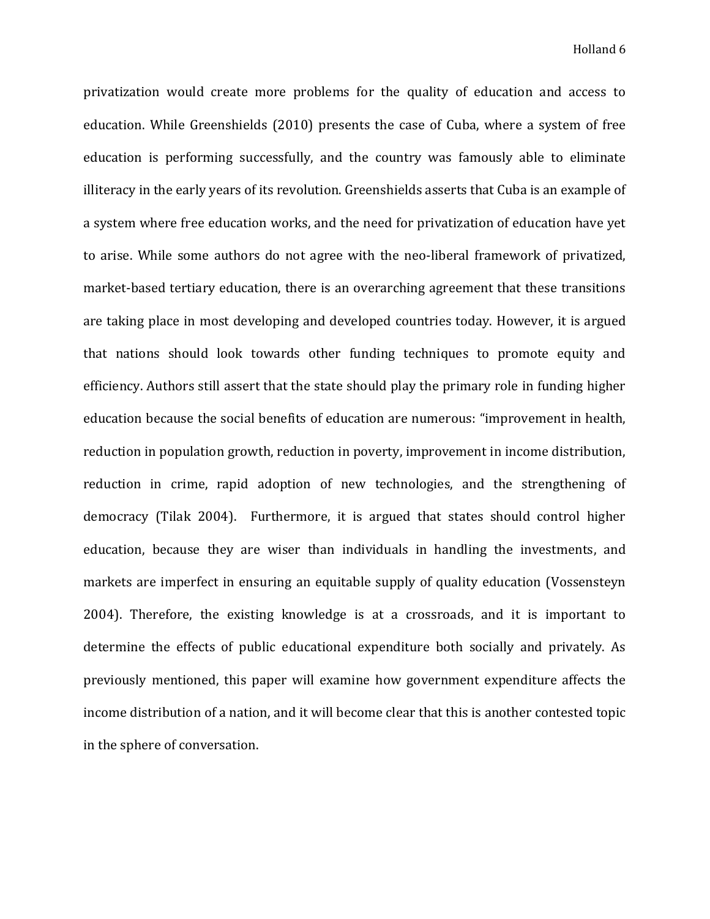privatization would create more problems for the quality of education and access to education. While Greenshields (2010) presents the case of Cuba, where a system of free education is performing successfully, and the country was famously able to eliminate illiteracy in the early years of its revolution. Greenshields asserts that Cuba is an example of a system where free education works, and the need for privatization of education have yet to arise. While some authors do not agree with the neo-liberal framework of privatized, market-based tertiary education, there is an overarching agreement that these transitions are taking place in most developing and developed countries today. However, it is argued that nations should look towards other funding techniques to promote equity and efficiency. Authors still assert that the state should play the primary role in funding higher education because the social benefits of education are numerous: "improvement in health, reduction in population growth, reduction in poverty, improvement in income distribution, reduction in crime, rapid adoption of new technologies, and the strengthening of democracy (Tilak 2004). Furthermore, it is argued that states should control higher education, because they are wiser than individuals in handling the investments, and markets are imperfect in ensuring an equitable supply of quality education (Vossensteyn 2004). Therefore, the existing knowledge is at a crossroads, and it is important to determine the effects of public educational expenditure both socially and privately. As previously mentioned, this paper will examine how government expenditure affects the income distribution of a nation, and it will become clear that this is another contested topic in the sphere of conversation.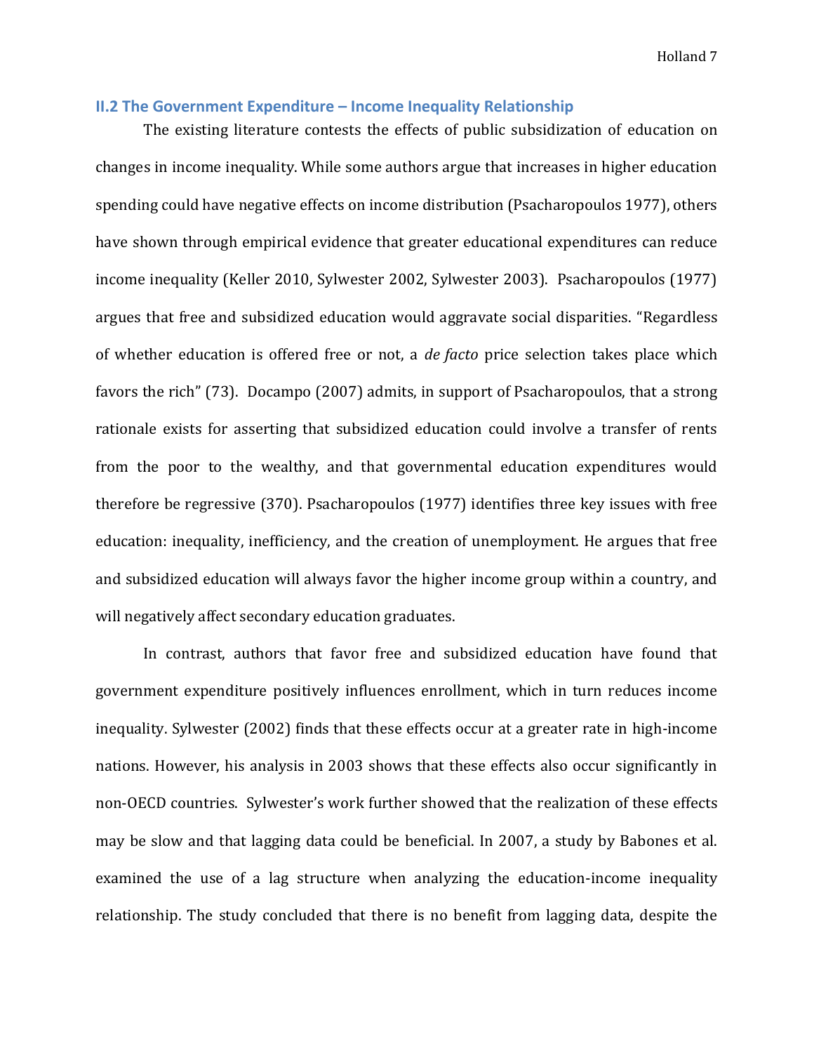## II.2 The Government Expenditure – Income Inequality Relationship

The existing literature contests the effects of public subsidization of education on changes in income inequality. While some authors argue that increases in higher education spending could have negative effects on income distribution (Psacharopoulos 1977), others have shown through empirical evidence that greater educational expenditures can reduce income inequality (Keller 2010, Sylwester 2002, Sylwester 2003). Psacharopoulos (1977) argues that free and subsidized education would aggravate social disparities. "Regardless of whether education is offered free or not, a *de facto* price selection takes place which favors the rich" (73). Docampo (2007) admits, in support of Psacharopoulos, that a strong rationale exists for asserting that subsidized education could involve a transfer of rents from the poor to the wealthy, and that governmental education expenditures would therefore be regressive (370). Psacharopoulos (1977) identifies three key issues with free education: inequality, inefficiency, and the creation of unemployment. He argues that free and subsidized education will always favor the higher income group within a country, and will negatively affect secondary education graduates.

In contrast, authors that favor free and subsidized education have found that government expenditure positively influences enrollment, which in turn reduces income inequality. Sylwester (2002) finds that these effects occur at a greater rate in high-income nations. However, his analysis in 2003 shows that these effects also occur significantly in non-OECD countries. Sylwester's work further showed that the realization of these effects may be slow and that lagging data could be beneficial. In 2007, a study by Babones et al. examined the use of a lag structure when analyzing the education-income inequality relationship. The study concluded that there is no benefit from lagging data, despite the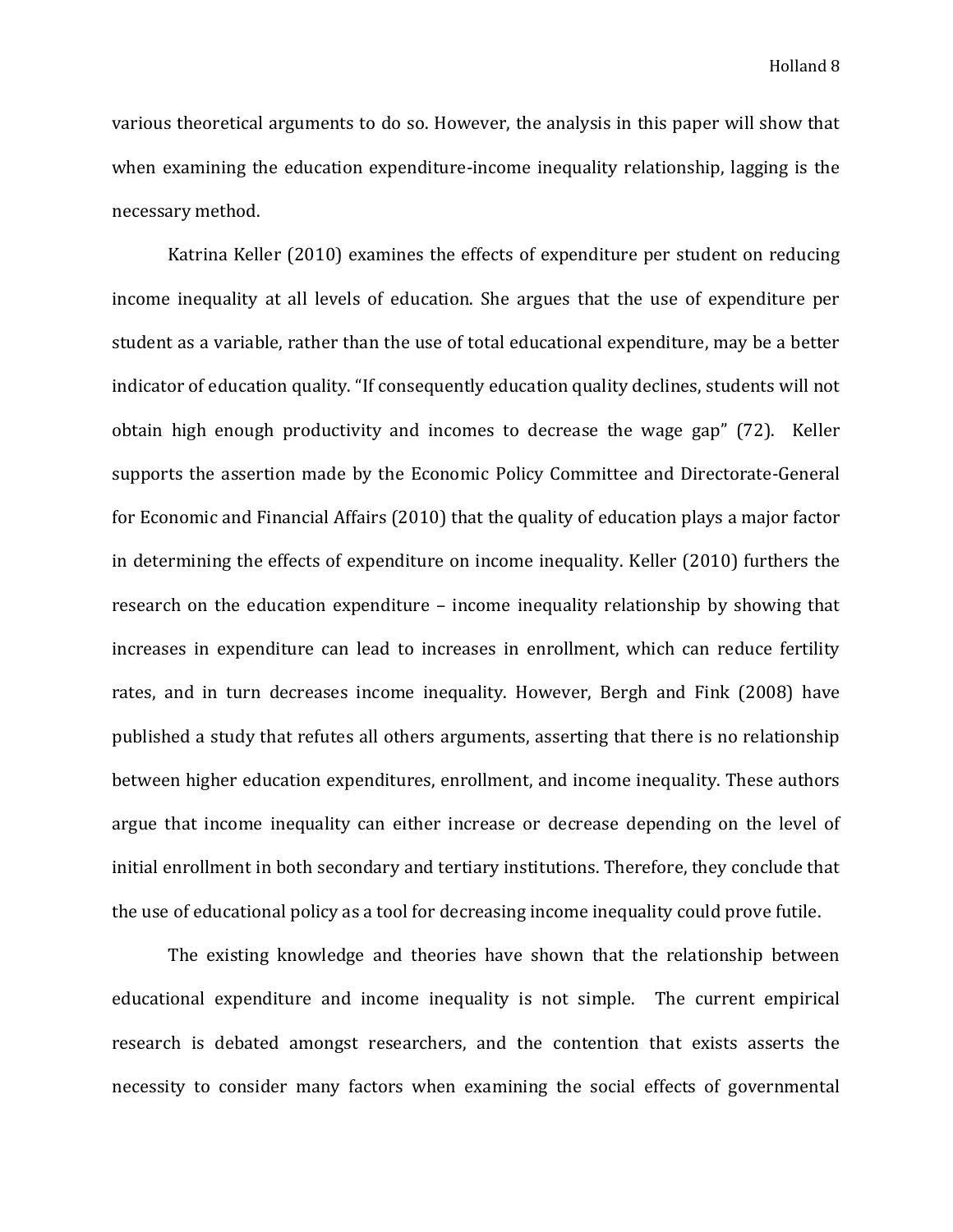various theoretical arguments to do so. However, the analysis in this paper will show that when examining the education expenditure-income inequality relationship, lagging is the necessary method.

Katrina Keller (2010) examines the effects of expenditure per student on reducing income inequality at all levels of education. She argues that the use of expenditure per student as a variable, rather than the use of total educational expenditure, may be a better indicator of education quality. "If consequently education quality declines, students will not obtain high enough productivity and incomes to decrease the wage gap" (72). Keller supports the assertion made by the Economic Policy Committee and Directorate-General for Economic and Financial Affairs (2010) that the quality of education plays a major factor in determining the effects of expenditure on income inequality. Keller (2010) furthers the research on the education expenditure – income inequality relationship by showing that increases in expenditure can lead to increases in enrollment, which can reduce fertility rates, and in turn decreases income inequality. However, Bergh and Fink (2008) have published a study that refutes all others arguments, asserting that there is no relationship between higher education expenditures, enrollment, and income inequality. These authors argue that income inequality can either increase or decrease depending on the level of initial enrollment in both secondary and tertiary institutions. Therefore, they conclude that the use of educational policy as a tool for decreasing income inequality could prove futile.

The existing knowledge and theories have shown that the relationship between educational expenditure and income inequality is not simple. The current empirical research is debated amongst researchers, and the contention that exists asserts the necessity to consider many factors when examining the social effects of governmental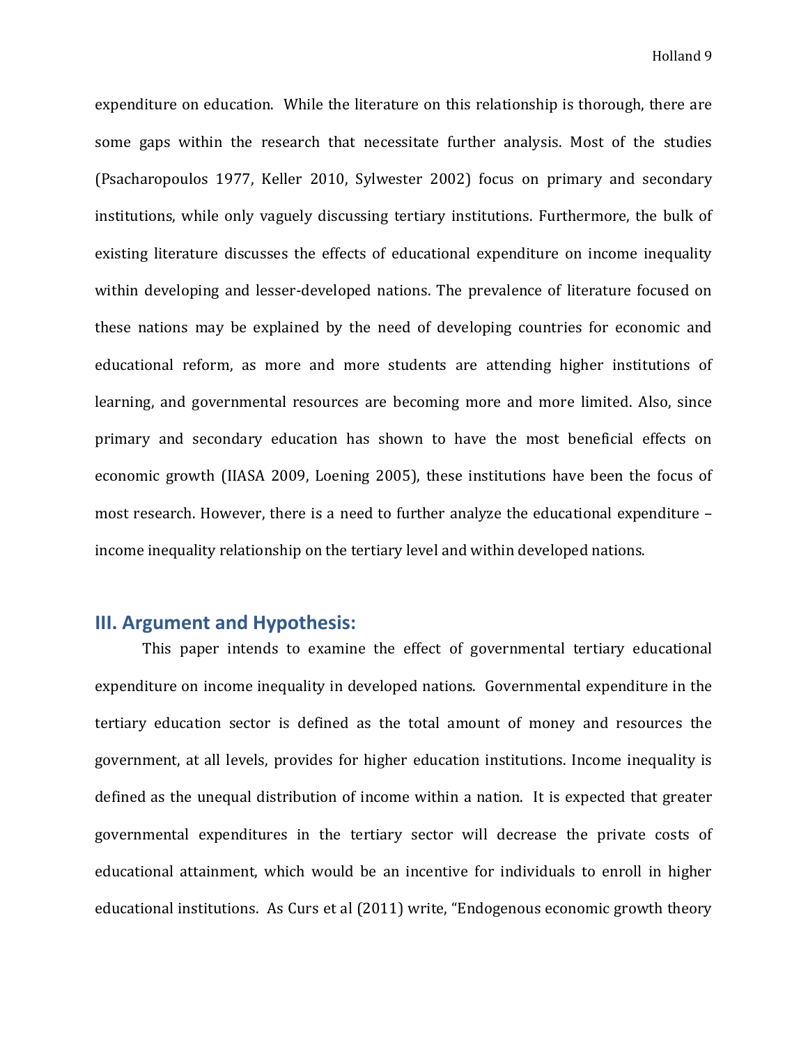expenditure on education. While the literature on this relationship is thorough, there are some gaps within the research that necessitate further analysis. Most of the studies (Psacharopoulos 1977, Keller 2010, Sylwester 2002) focus on primary and secondary institutions, while only vaguely discussing tertiary institutions. Furthermore, the bulk of existing literature discusses the effects of educational expenditure on income inequality within developing and lesser-developed nations. The prevalence of literature focused on these nations may be explained by the need of developing countries for economic and educational reform, as more and more students are attending higher institutions of learning, and governmental resources are becoming more and more limited. Also, since primary and secondary education has shown to have the most beneficial effects on economic growth (IIASA 2009, Loening 2005), these institutions have been the focus of most research. However, there is a need to further analyze the educational expenditure – income inequality relationship on the tertiary level and within developed nations.

## III. Argument and Hypothesis:

This paper intends to examine the effect of governmental tertiary educational expenditure on income inequality in developed nations. Governmental expenditure in the tertiary education sector is defined as the total amount of money and resources the government, at all levels, provides for higher education institutions. Income inequality is defined as the unequal distribution of income within a nation. It is expected that greater governmental expenditures in the tertiary sector will decrease the private costs of educational attainment, which would be an incentive for individuals to enroll in higher educational institutions. As Curs et al (2011) write, "Endogenous economic growth theory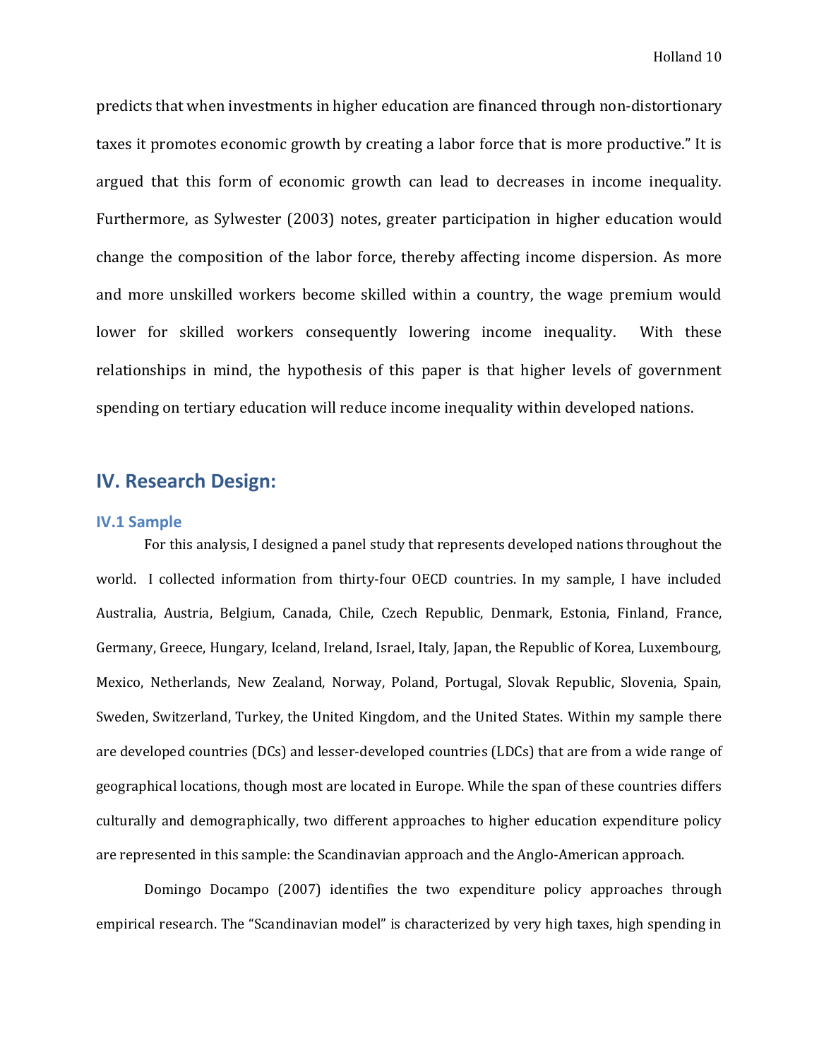predicts that when investments in higher education are financed through non-distortionary taxes it promotes economic growth by creating a labor force that is more productive." It is argued that this form of economic growth can lead to decreases in income inequality. Furthermore, as Sylwester (2003) notes, greater participation in higher education would change the composition of the labor force, thereby affecting income dispersion. As more and more unskilled workers become skilled within a country, the wage premium would lower for skilled workers consequently lowering income inequality. With these relationships in mind, the hypothesis of this paper is that higher levels of government spending on tertiary education will reduce income inequality within developed nations.

## IV. Research Design:

### IV.1 Sample

For this analysis, I designed a panel study that represents developed nations throughout the world. I collected information from thirty-four OECD countries. In my sample, I have included Australia, Austria, Belgium, Canada, Chile, Czech Republic, Denmark, Estonia, Finland, France, Germany, Greece, Hungary, Iceland, Ireland, Israel, Italy, Japan, the Republic of Korea, Luxembourg, Mexico, Netherlands, New Zealand, Norway, Poland, Portugal, Slovak Republic, Slovenia, Spain, Sweden, Switzerland, Turkey, the United Kingdom, and the United States. Within my sample there are developed countries (DCs) and lesser-developed countries (LDCs) that are from a wide range of geographical locations, though most are located in Europe. While the span of these countries differs culturally and demographically, two different approaches to higher education expenditure policy are represented in this sample: the Scandinavian approach and the Anglo-American approach.

Domingo Docampo (2007) identifies the two expenditure policy approaches through empirical research. The "Scandinavian model" is characterized by very high taxes, high spending in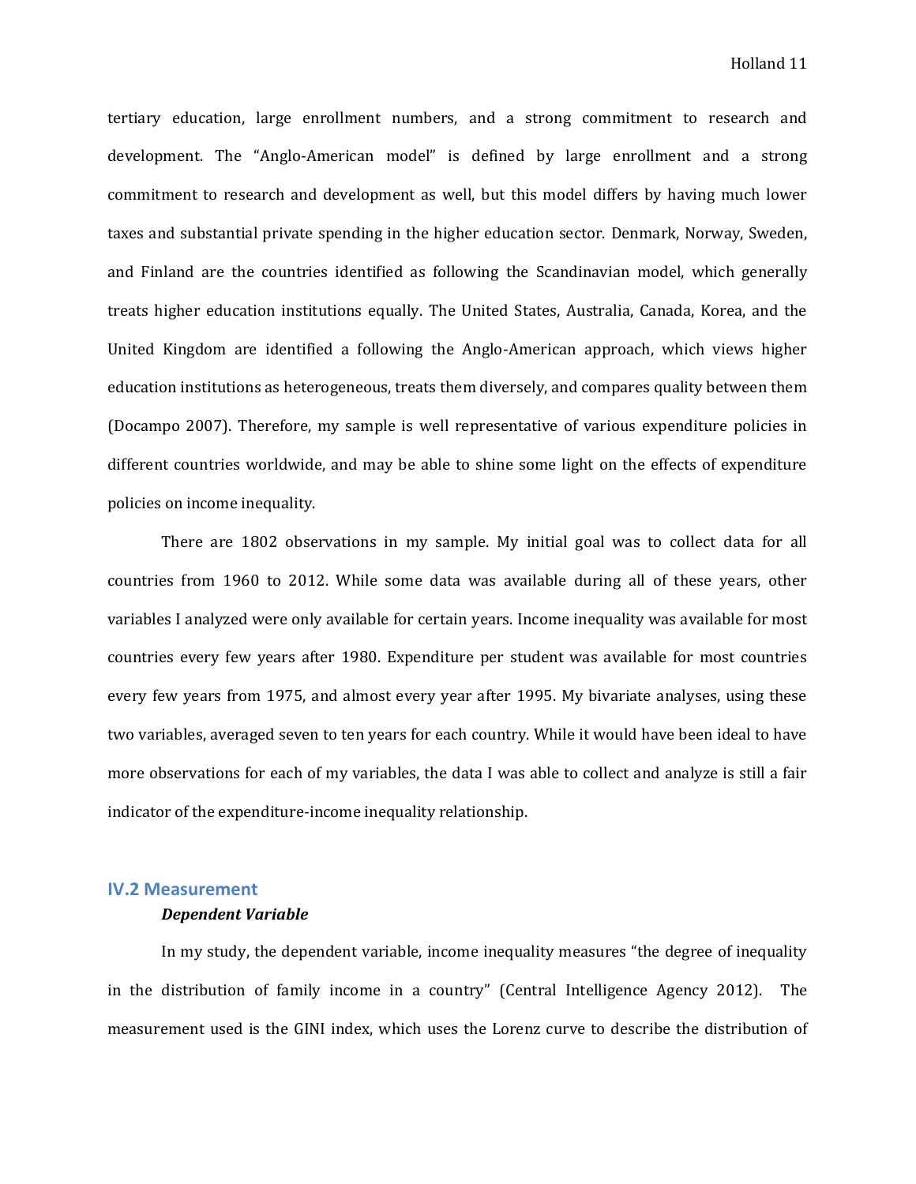tertiary education, large enrollment numbers, and a strong commitment to research and development. The "Anglo-American model" is defined by large enrollment and a strong commitment to research and development as well, but this model differs by having much lower taxes and substantial private spending in the higher education sector. Denmark, Norway, Sweden, and Finland are the countries identified as following the Scandinavian model, which generally treats higher education institutions equally. The United States, Australia, Canada, Korea, and the United Kingdom are identified a following the Anglo-American approach, which views higher education institutions as heterogeneous, treats them diversely, and compares quality between them (Docampo 2007). Therefore, my sample is well representative of various expenditure policies in different countries worldwide, and may be able to shine some light on the effects of expenditure policies on income inequality.

There are 1802 observations in my sample. My initial goal was to collect data for all countries from 1960 to 2012. While some data was available during all of these years, other variables I analyzed were only available for certain years. Income inequality was available for most countries every few years after 1980. Expenditure per student was available for most countries every few years from 1975, and almost every year after 1995. My bivariate analyses, using these two variables, averaged seven to ten years for each country. While it would have been ideal to have more observations for each of my variables, the data I was able to collect and analyze is still a fair indicator of the expenditure-income inequality relationship.

## IV.2 Measurement

### *Dependent Variable*

In my study, the dependent variable, income inequality measures "the degree of inequality in the distribution of family income in a country" (Central Intelligence Agency 2012). The measurement used is the GINI index, which uses the Lorenz curve to describe the distribution of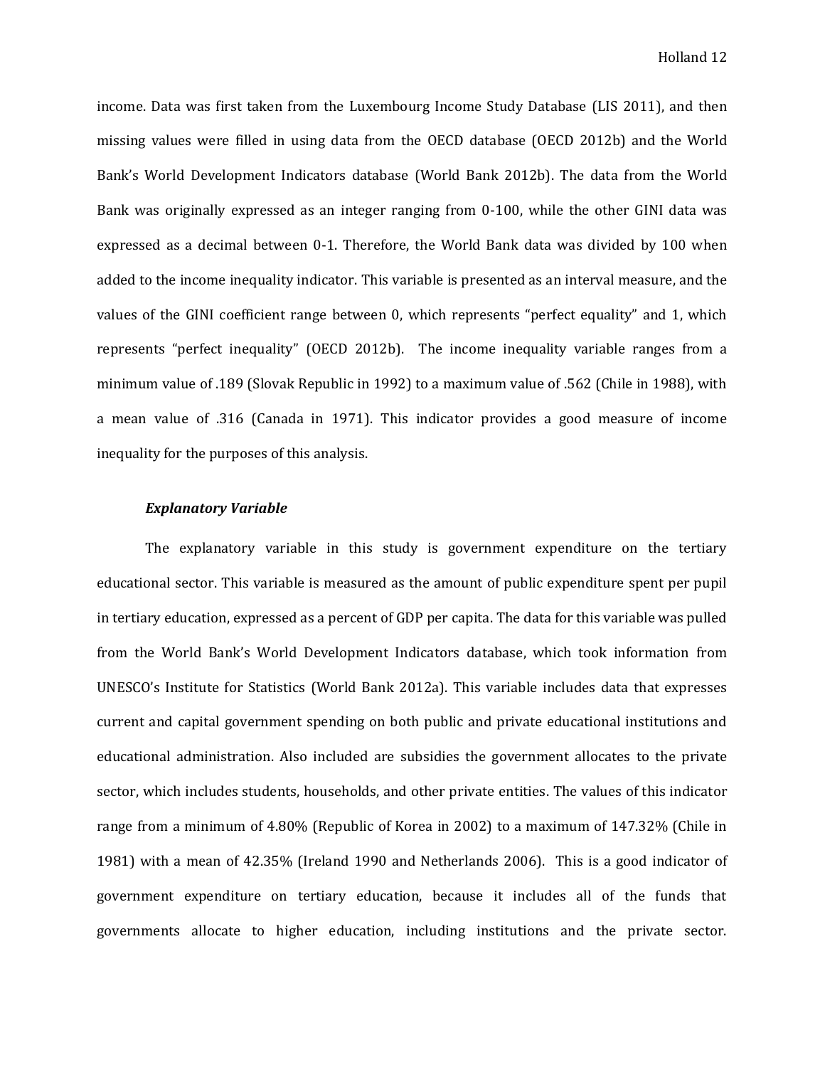income. Data was first taken from the Luxembourg Income Study Database (LIS 2011), and then missing values were filled in using data from the OECD database (OECD 2012b) and the World Bank's World Development Indicators database (World Bank 2012b). The data from the World Bank was originally expressed as an integer ranging from 0-100, while the other GINI data was expressed as a decimal between 0-1. Therefore, the World Bank data was divided by 100 when added to the income inequality indicator. This variable is presented as an interval measure, and the values of the GINI coefficient range between 0, which represents "perfect equality" and 1, which represents "perfect inequality" (OECD 2012b). The income inequality variable ranges from a minimum value of .189 (Slovak Republic in 1992) to a maximum value of .562 (Chile in 1988), with a mean value of .316 (Canada in 1971). This indicator provides a good measure of income inequality for the purposes of this analysis.

#### *Explanatory Variable*

The explanatory variable in this study is government expenditure on the tertiary educational sector. This variable is measured as the amount of public expenditure spent per pupil in tertiary education, expressed as a percent of GDP per capita. The data for this variable was pulled from the World Bank's World Development Indicators database, which took information from UNESCO's Institute for Statistics (World Bank 2012a). This variable includes data that expresses current and capital government spending on both public and private educational institutions and educational administration. Also included are subsidies the government allocates to the private sector, which includes students, households, and other private entities. The values of this indicator range from a minimum of 4.80% (Republic of Korea in 2002) to a maximum of 147.32% (Chile in 1981) with a mean of 42.35% (Ireland 1990 and Netherlands 2006). This is a good indicator of government expenditure on tertiary education, because it includes all of the funds that governments allocate to higher education, including institutions and the private sector.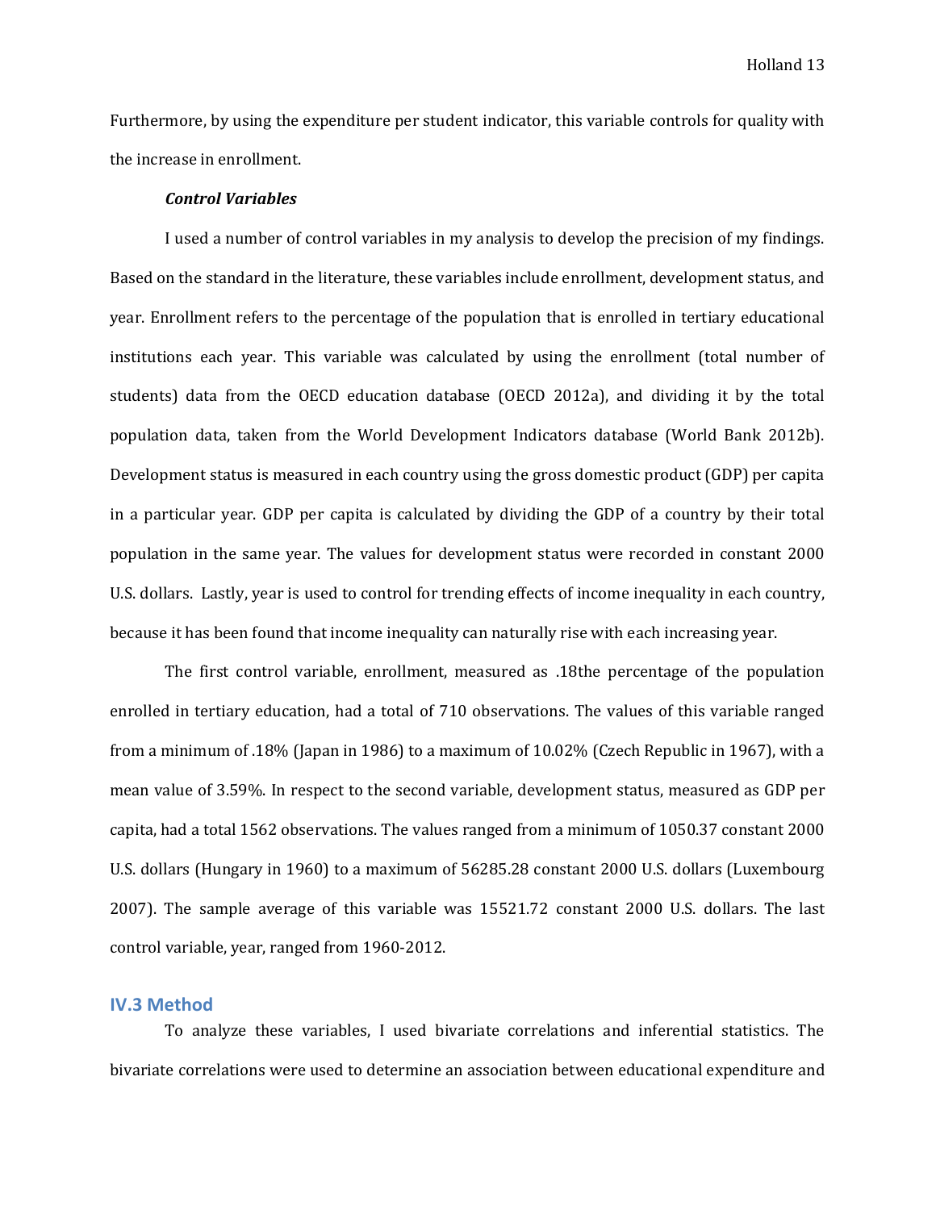Furthermore, by using the expenditure per student indicator, this variable controls for quality with the increase in enrollment.

***Control Variables***

I used a number of control variables in my analysis to develop the precision of my findings. Based on the standard in the literature, these variables include enrollment, development status, and year. Enrollment refers to the percentage of the population that is enrolled in tertiary educational institutions each year. This variable was calculated by using the enrollment (total number of students) data from the OECD education database (OECD 2012a), and dividing it by the total population data, taken from the World Development Indicators database (World Bank 2012b). Development status is measured in each country using the gross domestic product (GDP) per capita in a particular year. GDP per capita is calculated by dividing the GDP of a country by their total population in the same year. The values for development status were recorded in constant 2000 U.S. dollars. Lastly, year is used to control for trending effects of income inequality in each country, because it has been found that income inequality can naturally rise with each increasing year.

The first control variable, enrollment, measured as .18the percentage of the population enrolled in tertiary education, had a total of 710 observations. The values of this variable ranged from a minimum of .18% (Japan in 1986) to a maximum of 10.02% (Czech Republic in 1967), with a mean value of 3.59%. In respect to the second variable, development status, measured as GDP per capita, had a total 1562 observations. The values ranged from a minimum of 1050.37 constant 2000 U.S. dollars (Hungary in 1960) to a maximum of 56285.28 constant 2000 U.S. dollars (Luxembourg 2007). The sample average of this variable was 15521.72 constant 2000 U.S. dollars. The last control variable, year, ranged from 1960-2012.

## IV.3 Method

To analyze these variables, I used bivariate correlations and inferential statistics. The bivariate correlations were used to determine an association between educational expenditure and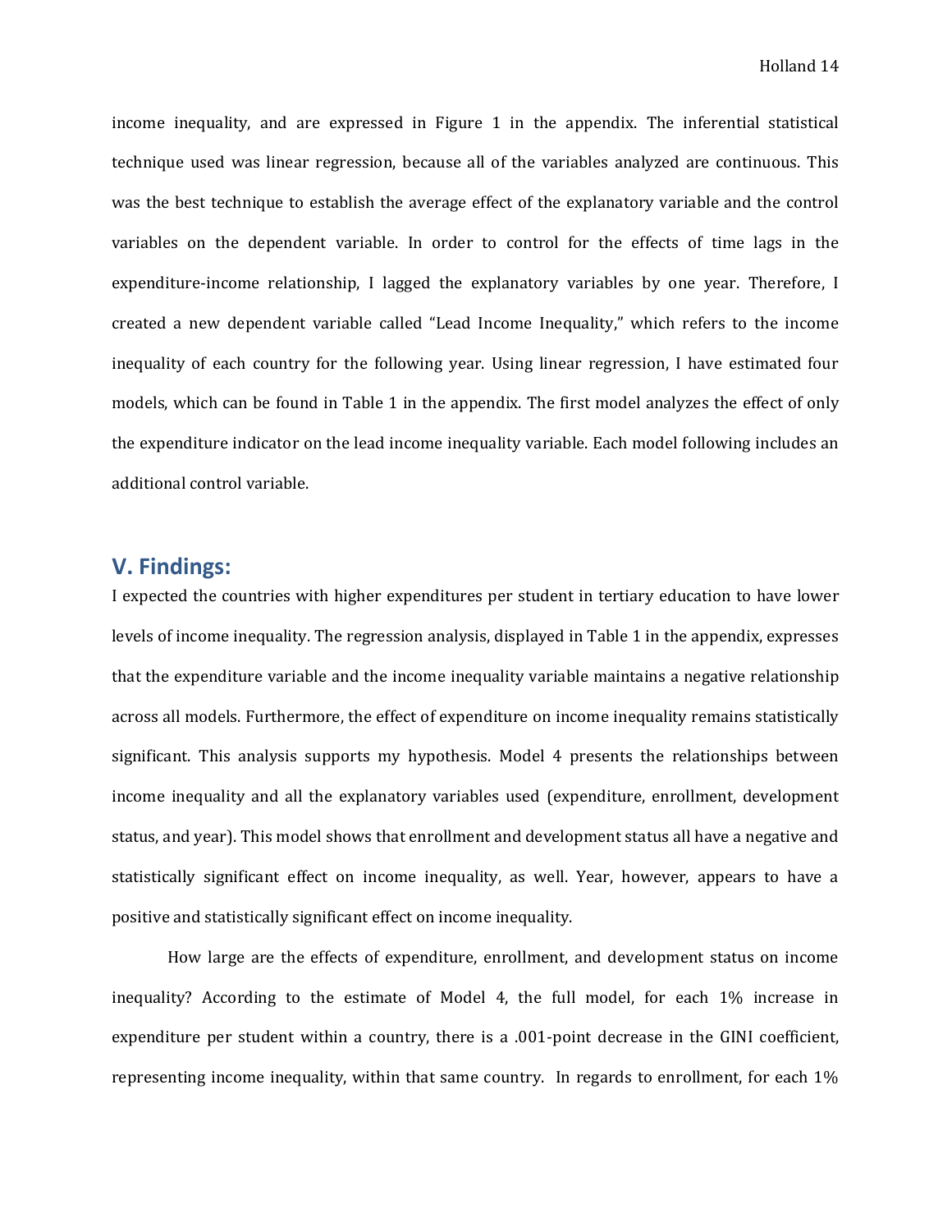income inequality, and are expressed in Figure 1 in the appendix. The inferential statistical technique used was linear regression, because all of the variables analyzed are continuous. This was the best technique to establish the average effect of the explanatory variable and the control variables on the dependent variable. In order to control for the effects of time lags in the expenditure-income relationship, I lagged the explanatory variables by one year. Therefore, I created a new dependent variable called "Lead Income Inequality," which refers to the income inequality of each country for the following year. Using linear regression, I have estimated four models, which can be found in Table 1 in the appendix. The first model analyzes the effect of only the expenditure indicator on the lead income inequality variable. Each model following includes an additional control variable.

## V. Findings:

I expected the countries with higher expenditures per student in tertiary education to have lower levels of income inequality. The regression analysis, displayed in Table 1 in the appendix, expresses that the expenditure variable and the income inequality variable maintains a negative relationship across all models. Furthermore, the effect of expenditure on income inequality remains statistically significant. This analysis supports my hypothesis. Model 4 presents the relationships between income inequality and all the explanatory variables used (expenditure, enrollment, development status, and year). This model shows that enrollment and development status all have a negative and statistically significant effect on income inequality, as well. Year, however, appears to have a positive and statistically significant effect on income inequality.

How large are the effects of expenditure, enrollment, and development status on income inequality? According to the estimate of Model 4, the full model, for each 1% increase in expenditure per student within a country, there is a .001-point decrease in the GINI coefficient, representing income inequality, within that same country. In regards to enrollment, for each 1%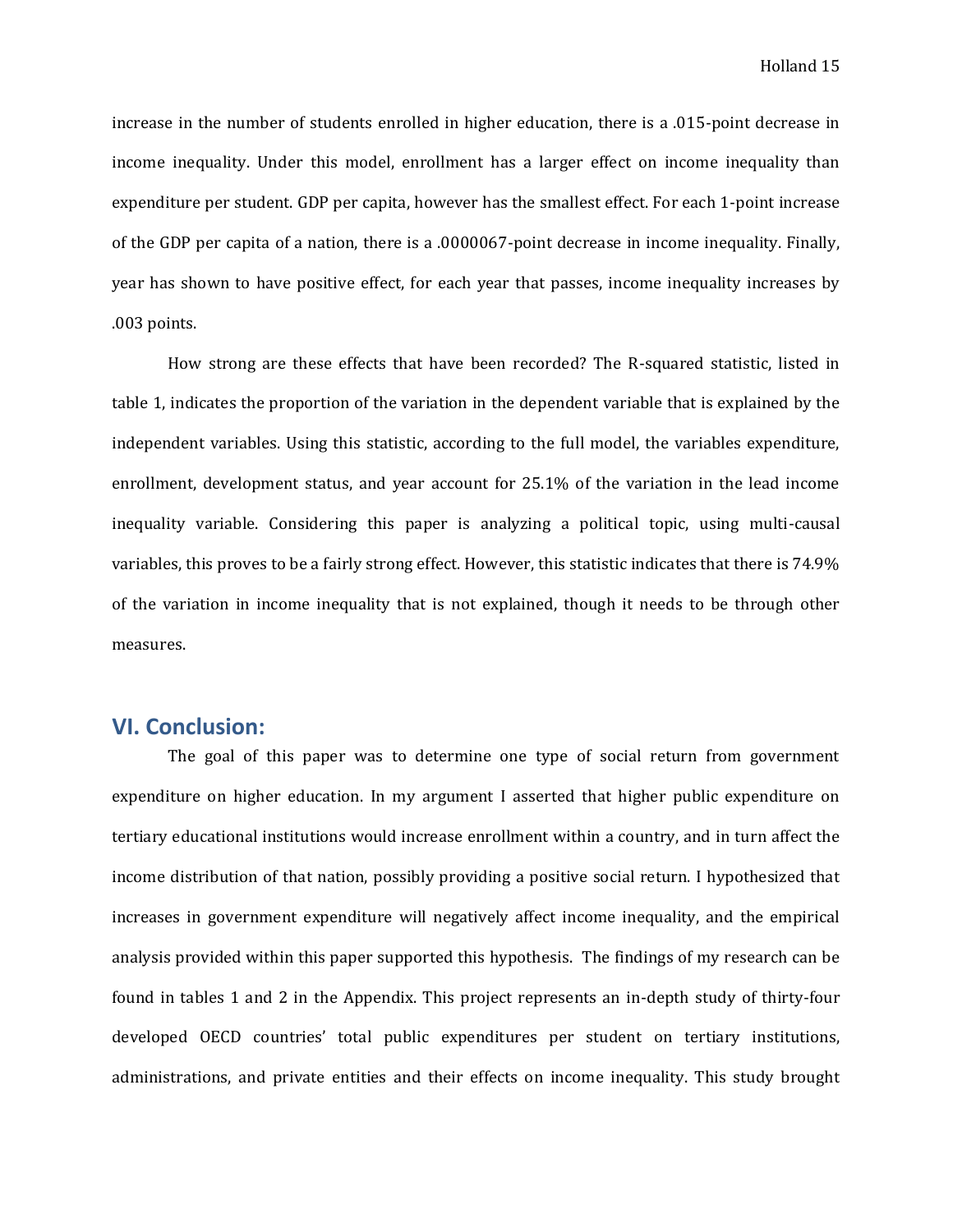increase in the number of students enrolled in higher education, there is a .015-point decrease in income inequality. Under this model, enrollment has a larger effect on income inequality than expenditure per student. GDP per capita, however has the smallest effect. For each 1-point increase of the GDP per capita of a nation, there is a .0000067-point decrease in income inequality. Finally, year has shown to have positive effect, for each year that passes, income inequality increases by .003 points.

How strong are these effects that have been recorded? The R-squared statistic, listed in table 1, indicates the proportion of the variation in the dependent variable that is explained by the independent variables. Using this statistic, according to the full model, the variables expenditure, enrollment, development status, and year account for 25.1% of the variation in the lead income inequality variable. Considering this paper is analyzing a political topic, using multi-causal variables, this proves to be a fairly strong effect. However, this statistic indicates that there is 74.9% of the variation in income inequality that is not explained, though it needs to be through other measures.

## VI. Conclusion:

The goal of this paper was to determine one type of social return from government expenditure on higher education. In my argument I asserted that higher public expenditure on tertiary educational institutions would increase enrollment within a country, and in turn affect the income distribution of that nation, possibly providing a positive social return. I hypothesized that increases in government expenditure will negatively affect income inequality, and the empirical analysis provided within this paper supported this hypothesis. The findings of my research can be found in tables 1 and 2 in the Appendix. This project represents an in-depth study of thirty-four developed OECD countries' total public expenditures per student on tertiary institutions, administrations, and private entities and their effects on income inequality. This study brought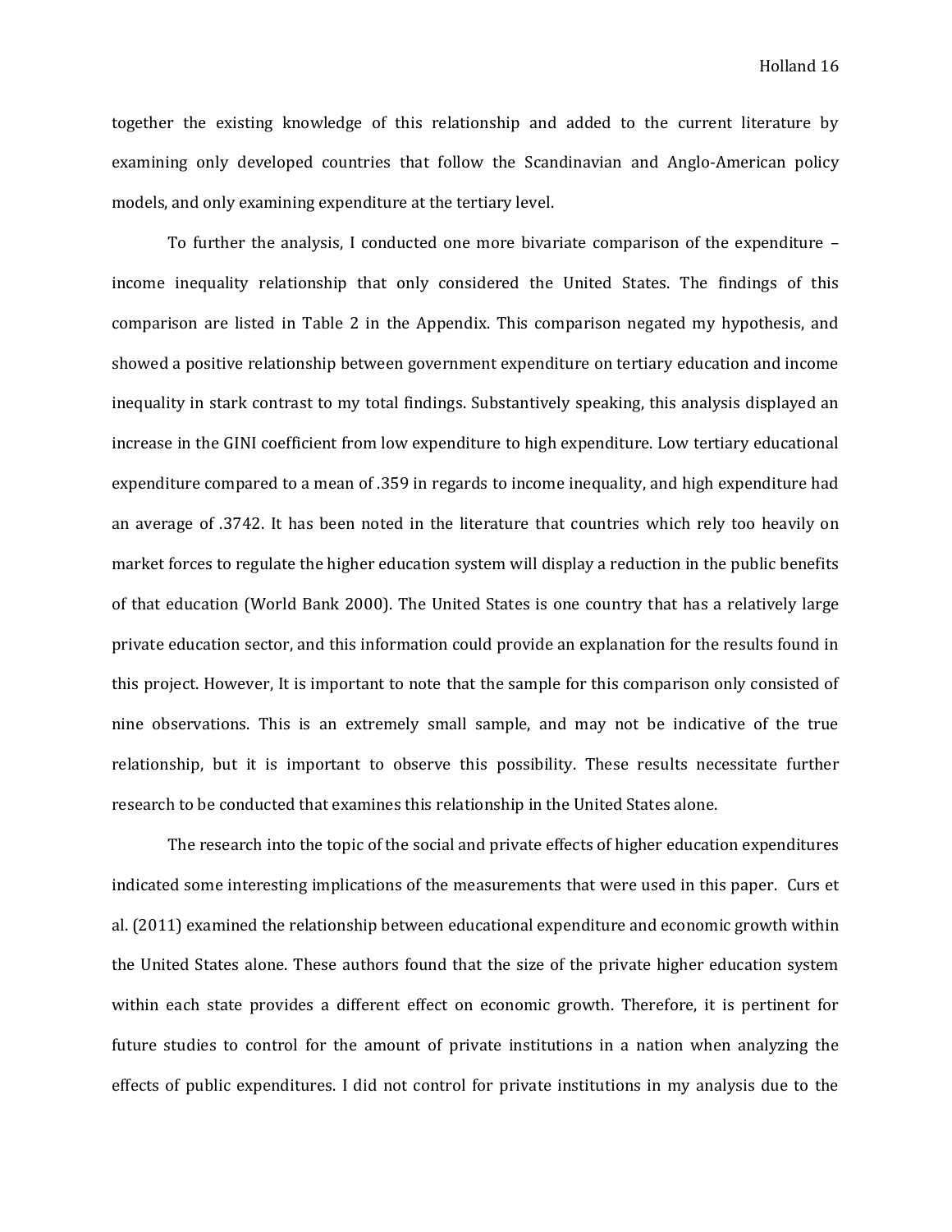together the existing knowledge of this relationship and added to the current literature by examining only developed countries that follow the Scandinavian and Anglo-American policy models, and only examining expenditure at the tertiary level.

To further the analysis, I conducted one more bivariate comparison of the expenditure – income inequality relationship that only considered the United States. The findings of this comparison are listed in Table 2 in the Appendix. This comparison negated my hypothesis, and showed a positive relationship between government expenditure on tertiary education and income inequality in stark contrast to my total findings. Substantively speaking, this analysis displayed an increase in the GINI coefficient from low expenditure to high expenditure. Low tertiary educational expenditure compared to a mean of .359 in regards to income inequality, and high expenditure had an average of .3742. It has been noted in the literature that countries which rely too heavily on market forces to regulate the higher education system will display a reduction in the public benefits of that education (World Bank 2000). The United States is one country that has a relatively large private education sector, and this information could provide an explanation for the results found in this project. However, It is important to note that the sample for this comparison only consisted of nine observations. This is an extremely small sample, and may not be indicative of the true relationship, but it is important to observe this possibility. These results necessitate further research to be conducted that examines this relationship in the United States alone.

The research into the topic of the social and private effects of higher education expenditures indicated some interesting implications of the measurements that were used in this paper. Curs et al. (2011) examined the relationship between educational expenditure and economic growth within the United States alone. These authors found that the size of the private higher education system within each state provides a different effect on economic growth. Therefore, it is pertinent for future studies to control for the amount of private institutions in a nation when analyzing the effects of public expenditures. I did not control for private institutions in my analysis due to the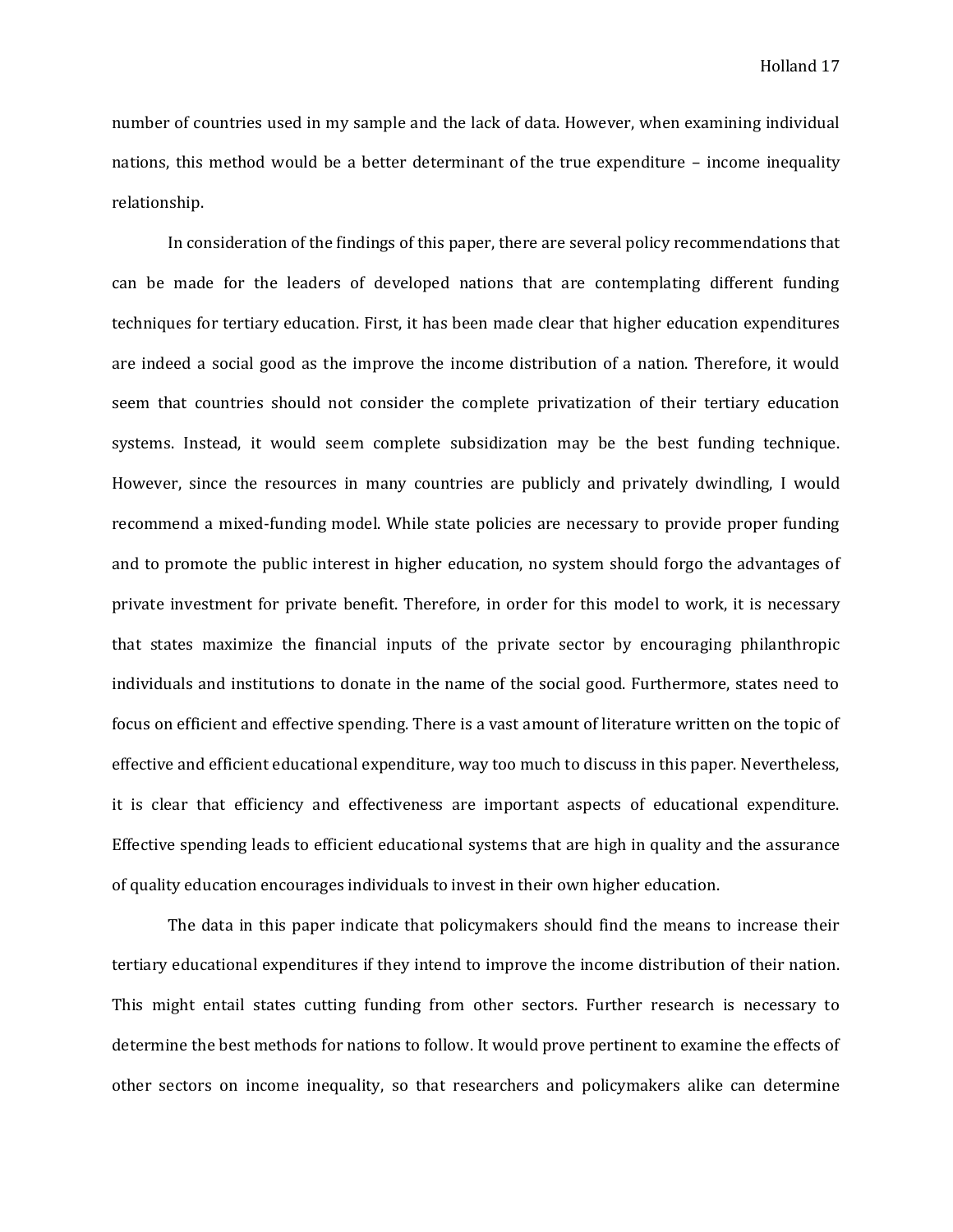number of countries used in my sample and the lack of data. However, when examining individual nations, this method would be a better determinant of the true expenditure – income inequality relationship.

In consideration of the findings of this paper, there are several policy recommendations that can be made for the leaders of developed nations that are contemplating different funding techniques for tertiary education. First, it has been made clear that higher education expenditures are indeed a social good as the improve the income distribution of a nation. Therefore, it would seem that countries should not consider the complete privatization of their tertiary education systems. Instead, it would seem complete subsidization may be the best funding technique. However, since the resources in many countries are publicly and privately dwindling, I would recommend a mixed-funding model. While state policies are necessary to provide proper funding and to promote the public interest in higher education, no system should forgo the advantages of private investment for private benefit. Therefore, in order for this model to work, it is necessary that states maximize the financial inputs of the private sector by encouraging philanthropic individuals and institutions to donate in the name of the social good. Furthermore, states need to focus on efficient and effective spending. There is a vast amount of literature written on the topic of effective and efficient educational expenditure, way too much to discuss in this paper. Nevertheless, it is clear that efficiency and effectiveness are important aspects of educational expenditure. Effective spending leads to efficient educational systems that are high in quality and the assurance of quality education encourages individuals to invest in their own higher education.

The data in this paper indicate that policymakers should find the means to increase their tertiary educational expenditures if they intend to improve the income distribution of their nation. This might entail states cutting funding from other sectors. Further research is necessary to determine the best methods for nations to follow. It would prove pertinent to examine the effects of other sectors on income inequality, so that researchers and policymakers alike can determine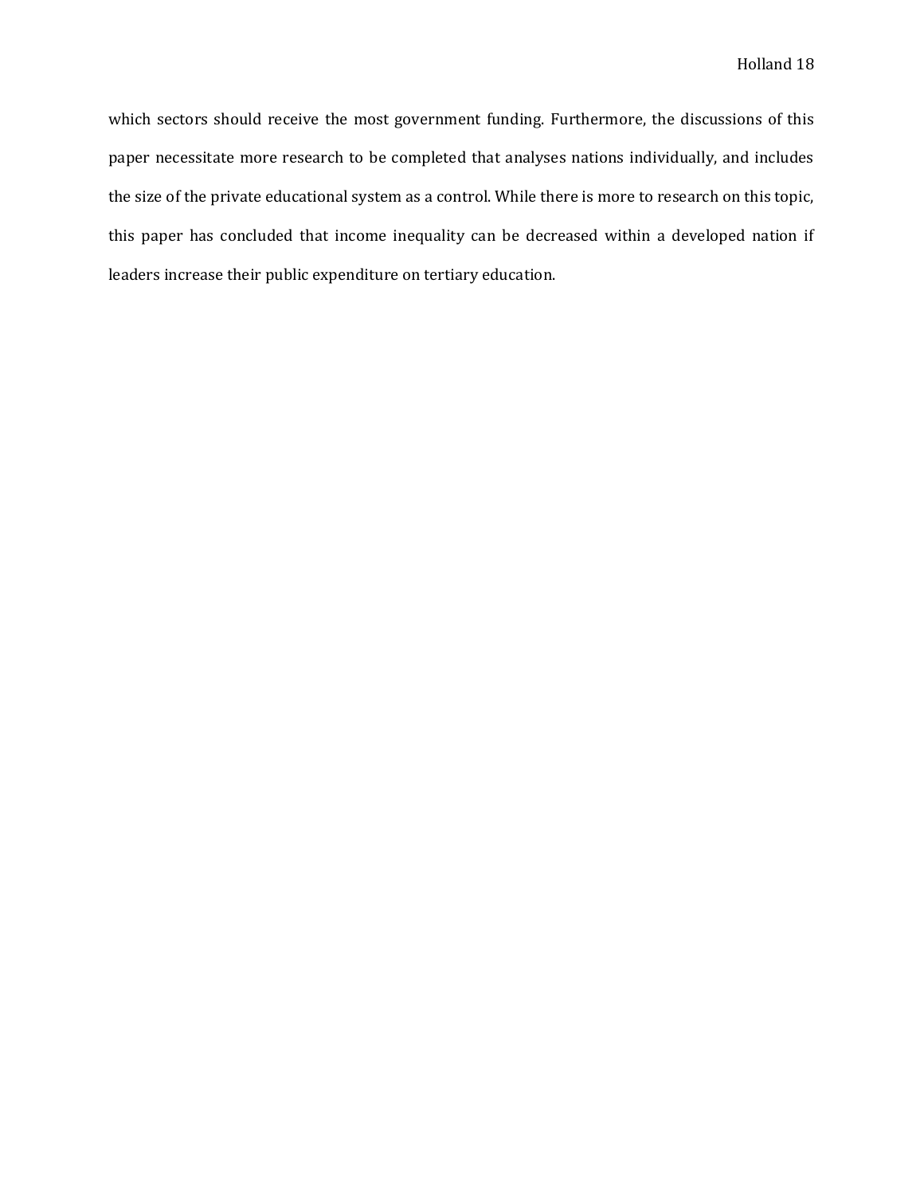which sectors should receive the most government funding. Furthermore, the discussions of this paper necessitate more research to be completed that analyses nations individually, and includes the size of the private educational system as a control. While there is more to research on this topic, this paper has concluded that income inequality can be decreased within a developed nation if leaders increase their public expenditure on tertiary education.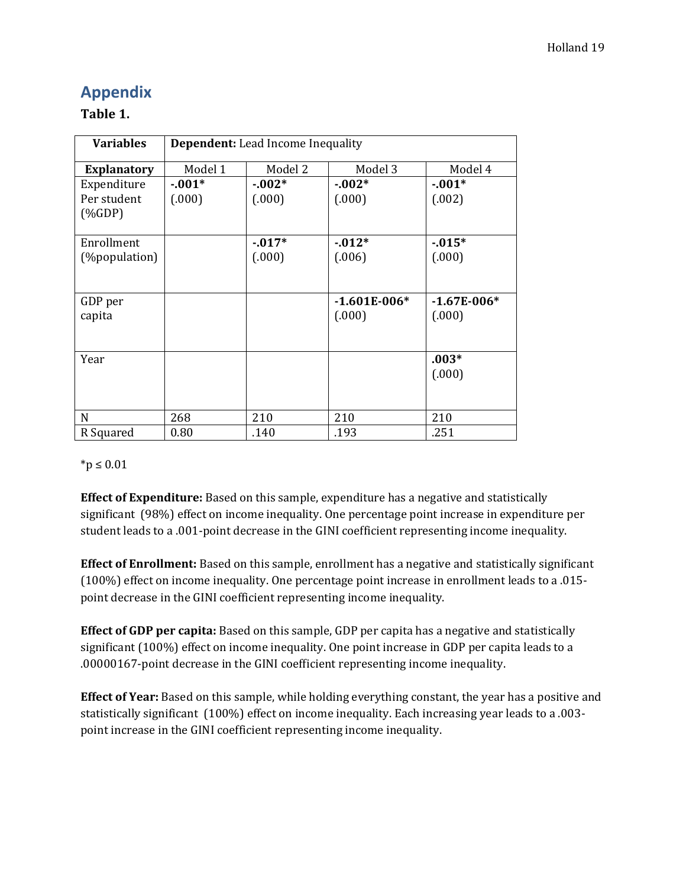## Appendix

**Table 1.**

| Variables | **Dependent:** Lead Income Inequality | | | |
|---|---|---|---|---|
| **Explanatory** | Model 1 | Model 2 | Model 3 | Model 4 |
| Expenditure Per student (%GDP) | **-.001*** (.000) | **-.002*** (.000) | **-.002*** (.000) | **-.001*** (.002) |
| Enrollment (%population) | | **-.017*** (.000) | **-.012*** (.006) | **-.015*** (.000) |
| GDP per capita | | | **-1.601E-006*** (.000) | **-1.67E-006*** (.000) |
| Year | | | | **.003*** (.000) |
| N | 268 | 210 | 210 | 210 |
| R Squared | 0.80 | .140 | .193 | .251 |

*$p \leq 0.01$

**Effect of Expenditure:** Based on this sample, expenditure has a negative and statistically significant (98%) effect on income inequality. One percentage point increase in expenditure per student leads to a .001-point decrease in the GINI coefficient representing income inequality.

**Effect of Enrollment:** Based on this sample, enrollment has a negative and statistically significant (100%) effect on income inequality. One percentage point increase in enrollment leads to a .015-point decrease in the GINI coefficient representing income inequality.

**Effect of GDP per capita:** Based on this sample, GDP per capita has a negative and statistically significant (100%) effect on income inequality. One point increase in GDP per capita leads to a .00000167-point decrease in the GINI coefficient representing income inequality.

**Effect of Year:** Based on this sample, while holding everything constant, the year has a positive and statistically significant (100%) effect on income inequality. Each increasing year leads to a .003-point increase in the GINI coefficient representing income inequality.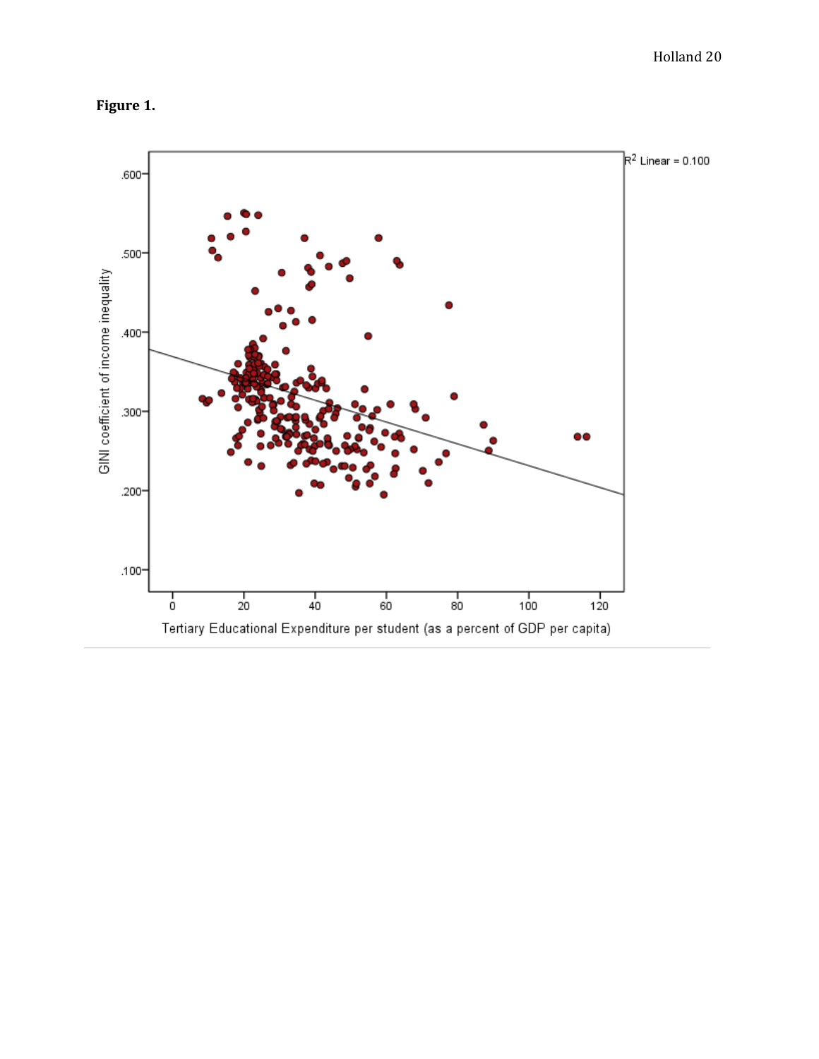**Figure 1.**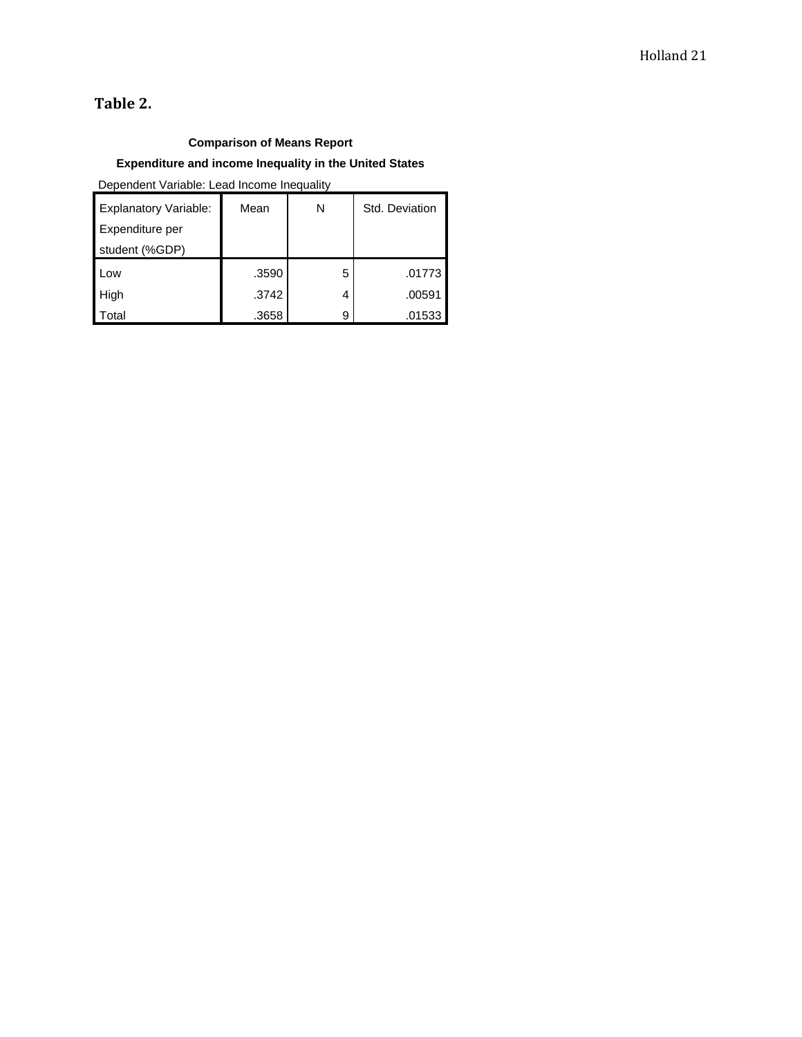## Table 2.

**Comparison of Means Report**

**Expenditure and income Inequality in the United States**

Dependent Variable: Lead Income Inequality

| Explanatory Variable: Expenditure per student (%GDP) | Mean | N | Std. Deviation |
|---|---|---|---|
| Low | .3590 | 5 | .01773 |
| High | .3742 | 4 | .00591 |
| Total | .3658 | 9 | .01533 |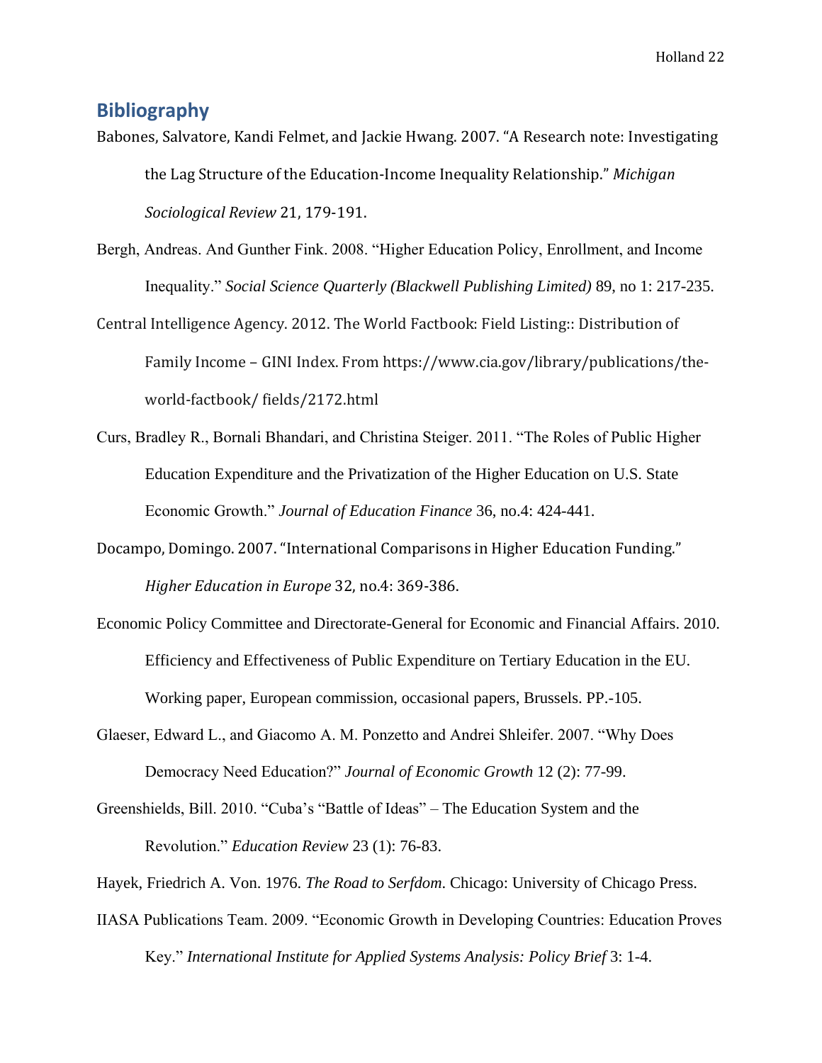## Bibliography

Babones, Salvatore, Kandi Felmet, and Jackie Hwang. 2007. "A Research note: Investigating the Lag Structure of the Education-Income Inequality Relationship." *Michigan Sociological Review* 21, 179-191.

Bergh, Andreas. And Gunther Fink. 2008. "Higher Education Policy, Enrollment, and Income Inequality." *Social Science Quarterly (Blackwell Publishing Limited)* 89, no 1: 217-235.

Central Intelligence Agency. 2012. The World Factbook: Field Listing:: Distribution of Family Income – GINI Index. From https://www.cia.gov/library/publications/the-world-factbook/ fields/2172.html

Curs, Bradley R., Bornali Bhandari, and Christina Steiger. 2011. "The Roles of Public Higher Education Expenditure and the Privatization of the Higher Education on U.S. State Economic Growth." *Journal of Education Finance* 36, no.4: 424-441.

Docampo, Domingo. 2007. "International Comparisons in Higher Education Funding." *Higher Education in Europe* 32, no.4: 369-386.

Economic Policy Committee and Directorate-General for Economic and Financial Affairs. 2010. Efficiency and Effectiveness of Public Expenditure on Tertiary Education in the EU. Working paper, European commission, occasional papers, Brussels. PP.-105.

Glaeser, Edward L., and Giacomo A. M. Ponzetto and Andrei Shleifer. 2007. "Why Does Democracy Need Education?" *Journal of Economic Growth* 12 (2): 77-99.

Greenshields, Bill. 2010. "Cuba's "Battle of Ideas" – The Education System and the Revolution." *Education Review* 23 (1): 76-83.

Hayek, Friedrich A. Von. 1976. *The Road to Serfdom*. Chicago: University of Chicago Press.

IIASA Publications Team. 2009. "Economic Growth in Developing Countries: Education Proves Key." *International Institute for Applied Systems Analysis: Policy Brief* 3: 1-4.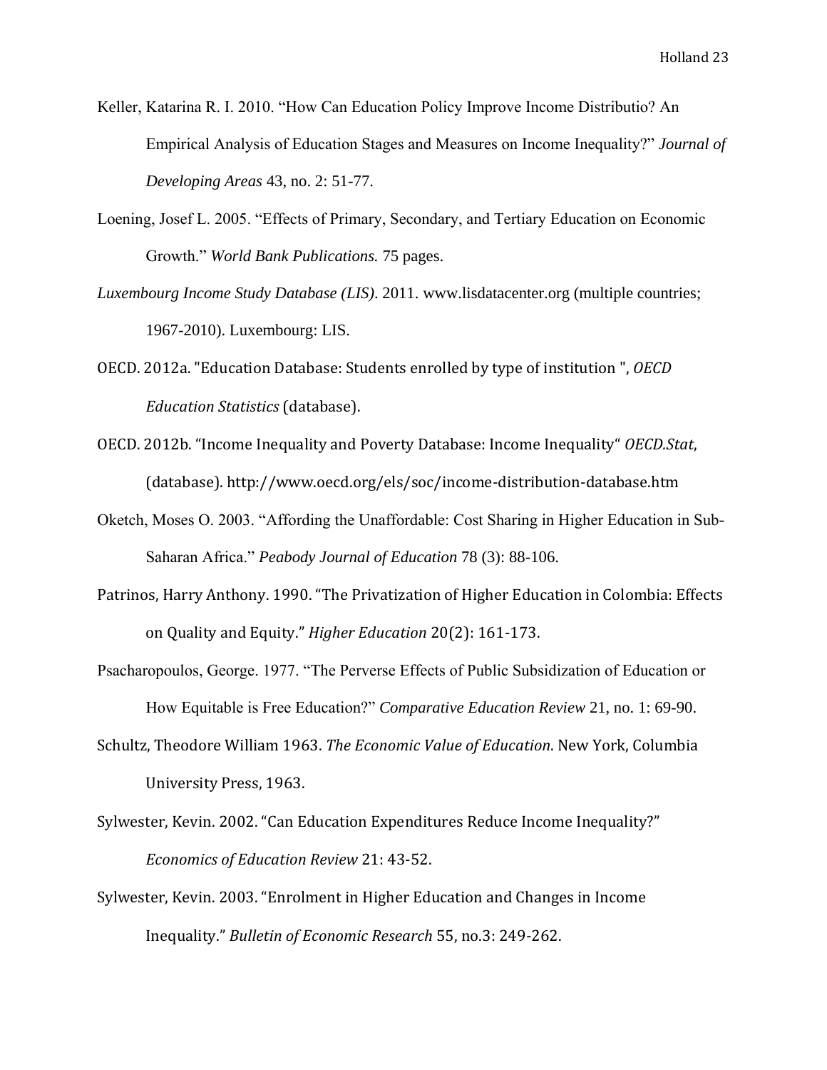Keller, Katarina R. I. 2010. "How Can Education Policy Improve Income Distributio? An Empirical Analysis of Education Stages and Measures on Income Inequality?" *Journal of Developing Areas* 43, no. 2: 51-77.

Loening, Josef L. 2005. "Effects of Primary, Secondary, and Tertiary Education on Economic Growth." *World Bank Publications.* 75 pages.

*Luxembourg Income Study Database (LIS)*. 2011. www.lisdatacenter.org (multiple countries; 1967-2010). Luxembourg: LIS.

OECD. 2012a. "Education Database: Students enrolled by type of institution ", *OECD Education Statistics* (database).

OECD. 2012b. "Income Inequality and Poverty Database: Income Inequality" *OECD.Stat*, (database). http://www.oecd.org/els/soc/income-distribution-database.htm

Oketch, Moses O. 2003. "Affording the Unaffordable: Cost Sharing in Higher Education in Sub-Saharan Africa." *Peabody Journal of Education* 78 (3): 88-106.

Patrinos, Harry Anthony. 1990. "The Privatization of Higher Education in Colombia: Effects on Quality and Equity." *Higher Education* 20(2): 161-173.

Psacharopoulos, George. 1977. "The Perverse Effects of Public Subsidization of Education or How Equitable is Free Education?" *Comparative Education Review* 21, no. 1: 69-90.

Schultz, Theodore William 1963. *The Economic Value of Education*. New York, Columbia University Press, 1963.

Sylwester, Kevin. 2002. "Can Education Expenditures Reduce Income Inequality?" *Economics of Education Review* 21: 43-52.

Sylwester, Kevin. 2003. "Enrolment in Higher Education and Changes in Income Inequality." *Bulletin of Economic Research* 55, no.3: 249-262.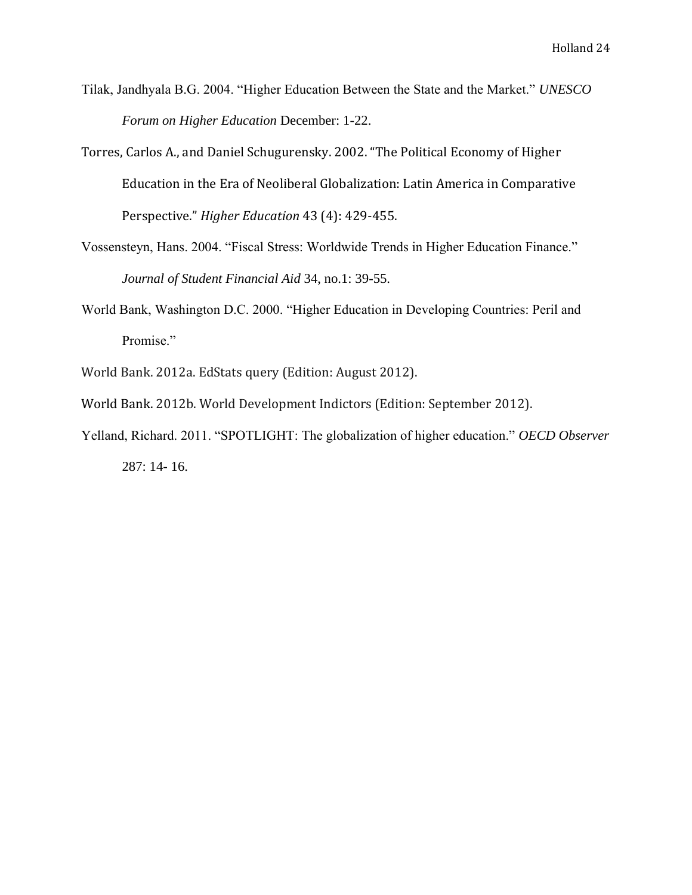Tilak, Jandhyala B.G. 2004. "Higher Education Between the State and the Market." *UNESCO Forum on Higher Education* December: 1-22.

Torres, Carlos A., and Daniel Schugurensky. 2002. "The Political Economy of Higher Education in the Era of Neoliberal Globalization: Latin America in Comparative Perspective." *Higher Education* 43 (4): 429-455.

Vossensteyn, Hans. 2004. "Fiscal Stress: Worldwide Trends in Higher Education Finance." *Journal of Student Financial Aid* 34, no.1: 39-55.

World Bank, Washington D.C. 2000. "Higher Education in Developing Countries: Peril and Promise."

World Bank. 2012a. EdStats query (Edition: August 2012).

World Bank. 2012b. World Development Indictors (Edition: September 2012).

Yelland, Richard. 2011. "SPOTLIGHT: The globalization of higher education." *OECD Observer* 287: 14- 16.